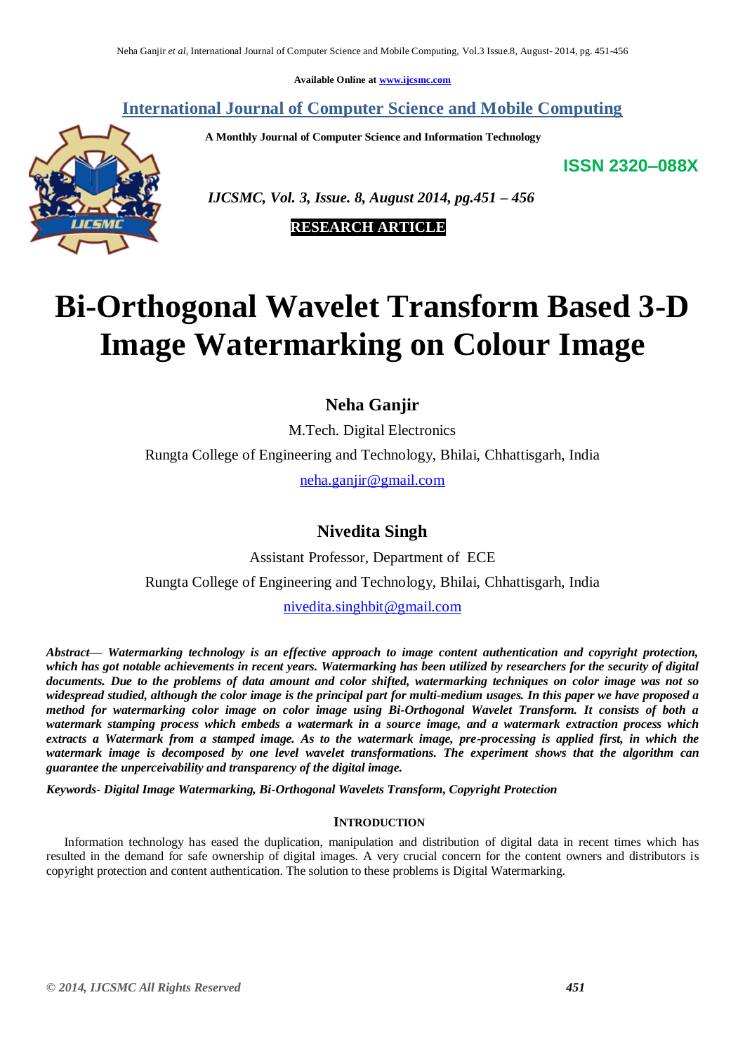Available Online at www.ijcsmc.com

**International Journal of Computer Science and Mobile Computing**

**A Monthly Journal of Computer Science and Information Technology**

**ISSN 2320–088X**

*IJCSMC, Vol. 3, Issue. 8, August 2014, pg.451 – 456*

**RESEARCH ARTICLE**

# Bi-Orthogonal Wavelet Transform Based 3-D Image Watermarking on Colour Image

**Neha Ganjir**

M.Tech. Digital Electronics

Rungta College of Engineering and Technology, Bhilai, Chhattisgarh, India

neha.ganjir@gmail.com

**Nivedita Singh**

Assistant Professor, Department of ECE

Rungta College of Engineering and Technology, Bhilai, Chhattisgarh, India

nivedita.singhbit@gmail.com

***Abstract— Watermarking technology is an effective approach to image content authentication and copyright protection, which has got notable achievements in recent years. Watermarking has been utilized by researchers for the security of digital documents. Due to the problems of data amount and color shifted, watermarking techniques on color image was not so widespread studied, although the color image is the principal part for multi-medium usages. In this paper we have proposed a method for watermarking color image on color image using Bi-Orthogonal Wavelet Transform. It consists of both a watermark stamping process which embeds a watermark in a source image, and a watermark extraction process which extracts a Watermark from a stamped image. As to the watermark image, pre-processing is applied first, in which the watermark image is decomposed by one level wavelet transformations. The experiment shows that the algorithm can guarantee the unperceivability and transparency of the digital image.***

***Keywords- Digital Image Watermarking, Bi-Orthogonal Wavelets Transform, Copyright Protection***

## INTRODUCTION

Information technology has eased the duplication, manipulation and distribution of digital data in recent times which has resulted in the demand for safe ownership of digital images. A very crucial concern for the content owners and distributors is copyright protection and content authentication. The solution to these problems is Digital Watermarking.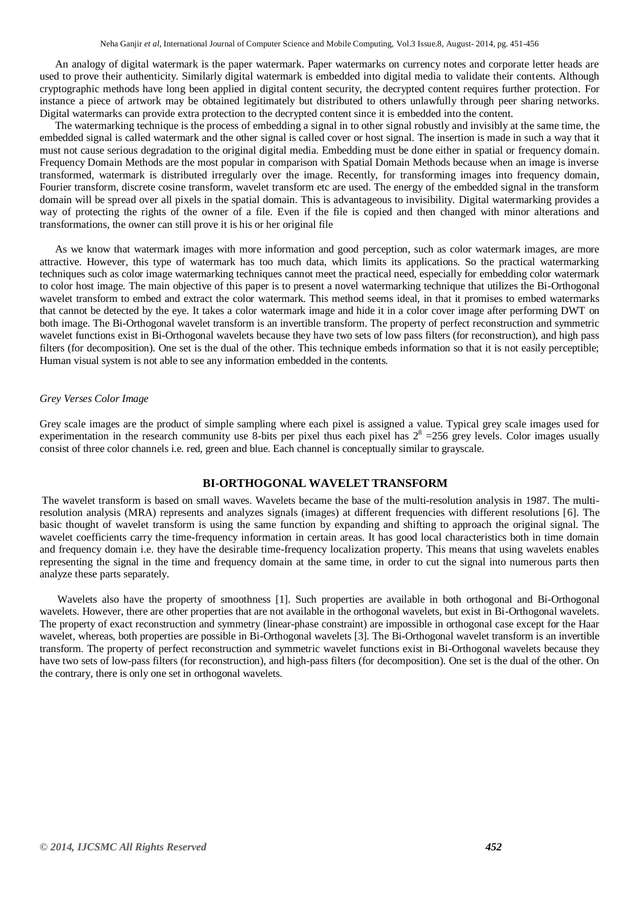An analogy of digital watermark is the paper watermark. Paper watermarks on currency notes and corporate letter heads are used to prove their authenticity. Similarly digital watermark is embedded into digital media to validate their contents. Although cryptographic methods have long been applied in digital content security, the decrypted content requires further protection. For instance a piece of artwork may be obtained legitimately but distributed to others unlawfully through peer sharing networks. Digital watermarks can provide extra protection to the decrypted content since it is embedded into the content.

The watermarking technique is the process of embedding a signal in to other signal robustly and invisibly at the same time, the embedded signal is called watermark and the other signal is called cover or host signal. The insertion is made in such a way that it must not cause serious degradation to the original digital media. Embedding must be done either in spatial or frequency domain. Frequency Domain Methods are the most popular in comparison with Spatial Domain Methods because when an image is inverse transformed, watermark is distributed irregularly over the image. Recently, for transforming images into frequency domain, Fourier transform, discrete cosine transform, wavelet transform etc are used. The energy of the embedded signal in the transform domain will be spread over all pixels in the spatial domain. This is advantageous to invisibility. Digital watermarking provides a way of protecting the rights of the owner of a file. Even if the file is copied and then changed with minor alterations and transformations, the owner can still prove it is his or her original file

As we know that watermark images with more information and good perception, such as color watermark images, are more attractive. However, this type of watermark has too much data, which limits its applications. So the practical watermarking techniques such as color image watermarking techniques cannot meet the practical need, especially for embedding color watermark to color host image. The main objective of this paper is to present a novel watermarking technique that utilizes the Bi-Orthogonal wavelet transform to embed and extract the color watermark. This method seems ideal, in that it promises to embed watermarks that cannot be detected by the eye. It takes a color watermark image and hide it in a color cover image after performing DWT on both image. The Bi-Orthogonal wavelet transform is an invertible transform. The property of perfect reconstruction and symmetric wavelet functions exist in Bi-Orthogonal wavelets because they have two sets of low pass filters (for reconstruction), and high pass filters (for decomposition). One set is the dual of the other. This technique embeds information so that it is not easily perceptible; Human visual system is not able to see any information embedded in the contents.

*Grey Verses Color Image*

Grey scale images are the product of simple sampling where each pixel is assigned a value. Typical grey scale images used for experimentation in the research community use 8-bits per pixel thus each pixel has $2^8 = 256$ grey levels. Color images usually consist of three color channels i.e. red, green and blue. Each channel is conceptually similar to grayscale.

## BI-ORTHOGONAL WAVELET TRANSFORM

The wavelet transform is based on small waves. Wavelets became the base of the multi-resolution analysis in 1987. The multi-resolution analysis (MRA) represents and analyzes signals (images) at different frequencies with different resolutions [6]. The basic thought of wavelet transform is using the same function by expanding and shifting to approach the original signal. The wavelet coefficients carry the time-frequency information in certain areas. It has good local characteristics both in time domain and frequency domain i.e. they have the desirable time-frequency localization property. This means that using wavelets enables representing the signal in the time and frequency domain at the same time, in order to cut the signal into numerous parts then analyze these parts separately.

Wavelets also have the property of smoothness [1]. Such properties are available in both orthogonal and Bi-Orthogonal wavelets. However, there are other properties that are not available in the orthogonal wavelets, but exist in Bi-Orthogonal wavelets. The property of exact reconstruction and symmetry (linear-phase constraint) are impossible in orthogonal case except for the Haar wavelet, whereas, both properties are possible in Bi-Orthogonal wavelets [3]. The Bi-Orthogonal wavelet transform is an invertible transform. The property of perfect reconstruction and symmetric wavelet functions exist in Bi-Orthogonal wavelets because they have two sets of low-pass filters (for reconstruction), and high-pass filters (for decomposition). One set is the dual of the other. On the contrary, there is only one set in orthogonal wavelets.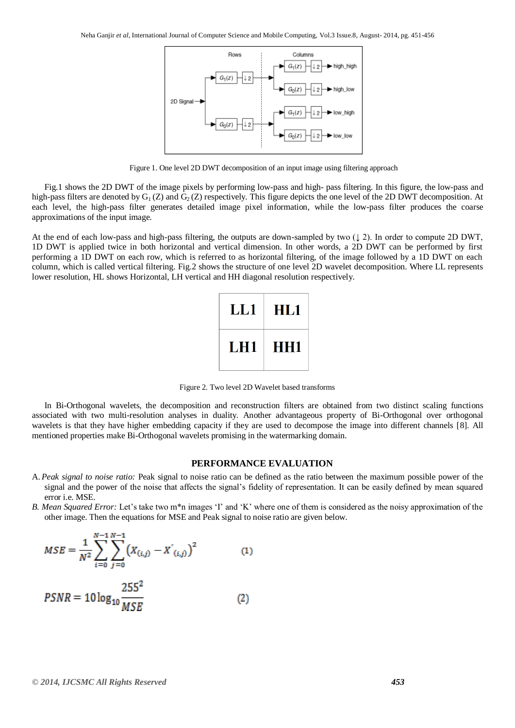Figure 1. One level 2D DWT decomposition of an input image using filtering approach

Fig.1 shows the 2D DWT of the image pixels by performing low-pass and high- pass filtering. In this figure, the low-pass and high-pass filters are denoted by $G_1$ (Z) and $G_2$ (Z) respectively. This figure depicts the one level of the 2D DWT decomposition. At each level, the high-pass filter generates detailed image pixel information, while the low-pass filter produces the coarse approximations of the input image.

At the end of each low-pass and high-pass filtering, the outputs are down-sampled by two (↓ 2). In order to compute 2D DWT, 1D DWT is applied twice in both horizontal and vertical dimension. In other words, a 2D DWT can be performed by first performing a 1D DWT on each row, which is referred to as horizontal filtering, of the image followed by a 1D DWT on each column, which is called vertical filtering. Fig.2 shows the structure of one level 2D wavelet decomposition. Where LL represents lower resolution, HL shows Horizontal, LH vertical and HH diagonal resolution respectively.

| LL1 | HL1 |
|---|---|
| LH1 | HH1 |

Figure 2. Two level 2D Wavelet based transforms

In Bi-Orthogonal wavelets, the decomposition and reconstruction filters are obtained from two distinct scaling functions associated with two multi-resolution analyses in duality. Another advantageous property of Bi-Orthogonal over orthogonal wavelets is that they have higher embedding capacity if they are used to decompose the image into different channels [8]. All mentioned properties make Bi-Orthogonal wavelets promising in the watermarking domain.

## PERFORMANCE EVALUATION

A. *Peak signal to noise ratio:* Peak signal to noise ratio can be defined as the ratio between the maximum possible power of the signal and the power of the noise that affects the signal's fidelity of representation. It can be easily defined by mean squared error i.e. MSE.

*B. Mean Squared Error:* Let's take two m*n images 'I' and 'K' where one of them is considered as the noisy approximation of the other image. Then the equations for MSE and Peak signal to noise ratio are given below.

$$MSE = \frac{1}{N^2} \sum_{i=0}^{N-1} \sum_{j=0}^{N-1} \left(X_{(i,j)} - X'_{(i,j)}\right)^2 \qquad (1)$$

$$PSNR = 10 \log_{10} \frac{255^2}{MSE} \qquad (2)$$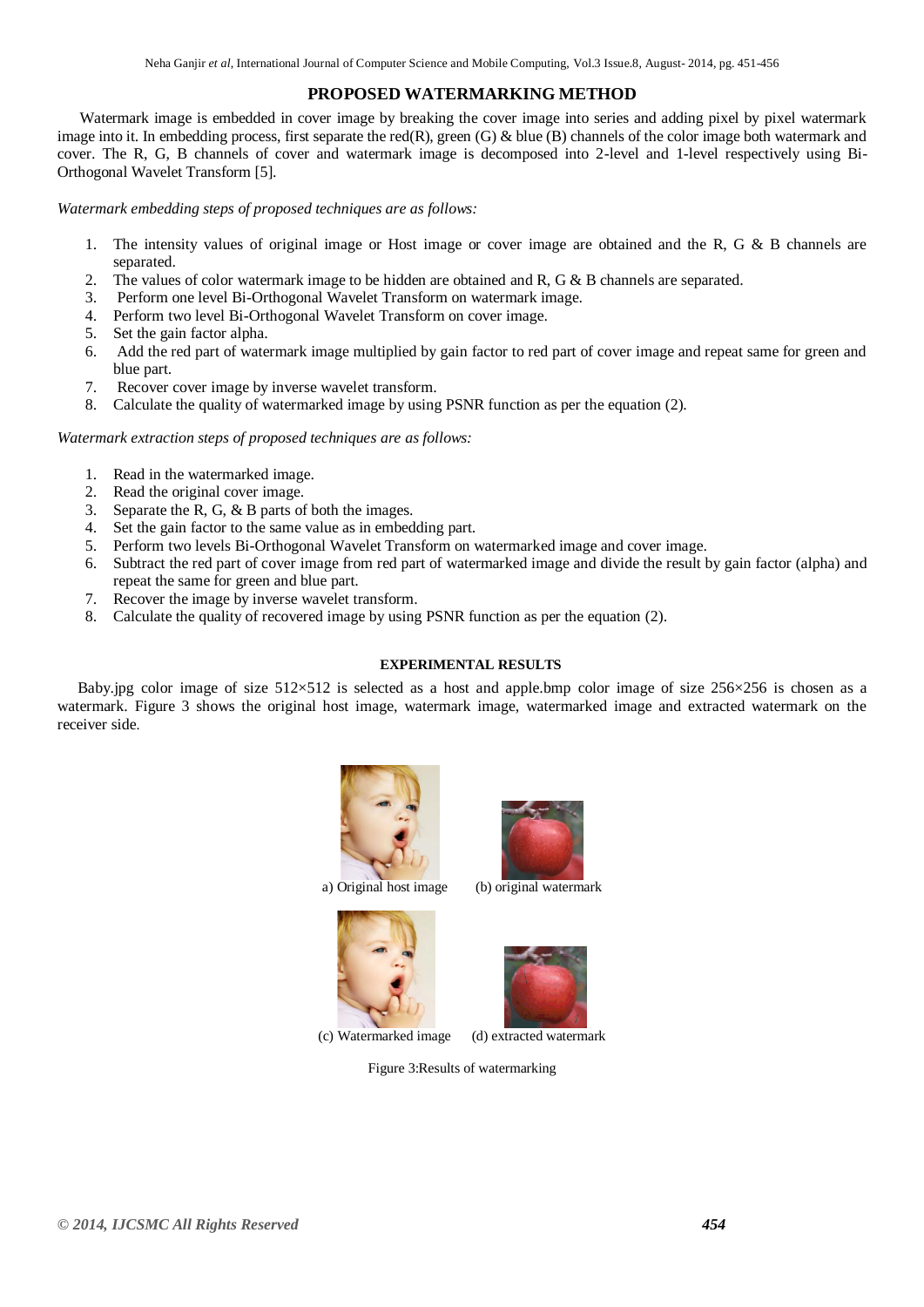## PROPOSED WATERMARKING METHOD

Watermark image is embedded in cover image by breaking the cover image into series and adding pixel by pixel watermark image into it. In embedding process, first separate the red(R), green (G) & blue (B) channels of the color image both watermark and cover. The R, G, B channels of cover and watermark image is decomposed into 2-level and 1-level respectively using Bi-Orthogonal Wavelet Transform [5].

*Watermark embedding steps of proposed techniques are as follows:*

1. The intensity values of original image or Host image or cover image are obtained and the R, G & B channels are separated.
2. The values of color watermark image to be hidden are obtained and R, G & B channels are separated.
3. Perform one level Bi-Orthogonal Wavelet Transform on watermark image.
4. Perform two level Bi-Orthogonal Wavelet Transform on cover image.
5. Set the gain factor alpha.
6. Add the red part of watermark image multiplied by gain factor to red part of cover image and repeat same for green and blue part.
7. Recover cover image by inverse wavelet transform.
8. Calculate the quality of watermarked image by using PSNR function as per the equation (2).

*Watermark extraction steps of proposed techniques are as follows:*

1. Read in the watermarked image.
2. Read the original cover image.
3. Separate the R, G, & B parts of both the images.
4. Set the gain factor to the same value as in embedding part.
5. Perform two levels Bi-Orthogonal Wavelet Transform on watermarked image and cover image.
6. Subtract the red part of cover image from red part of watermarked image and divide the result by gain factor (alpha) and repeat the same for green and blue part.
7. Recover the image by inverse wavelet transform.
8. Calculate the quality of recovered image by using PSNR function as per the equation (2).

### EXPERIMENTAL RESULTS

Baby.jpg color image of size 512×512 is selected as a host and apple.bmp color image of size 256×256 is chosen as a watermark. Figure 3 shows the original host image, watermark image, watermarked image and extracted watermark on the receiver side.

a) Original host image (b) original watermark

(c) Watermarked image (d) extracted watermark

Figure 3:Results of watermarking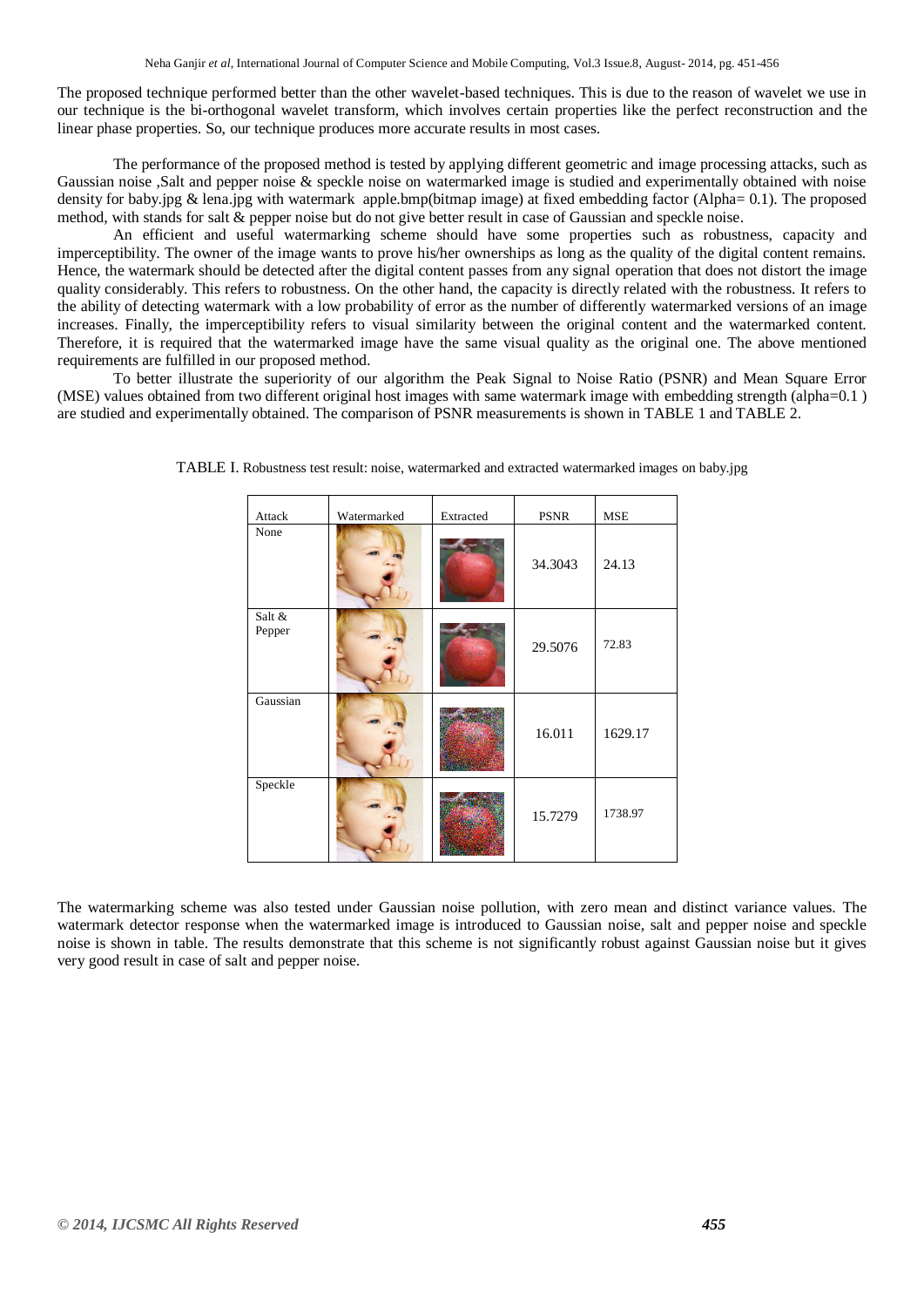The proposed technique performed better than the other wavelet-based techniques. This is due to the reason of wavelet we use in our technique is the bi-orthogonal wavelet transform, which involves certain properties like the perfect reconstruction and the linear phase properties. So, our technique produces more accurate results in most cases.

The performance of the proposed method is tested by applying different geometric and image processing attacks, such as Gaussian noise ,Salt and pepper noise & speckle noise on watermarked image is studied and experimentally obtained with noise density for baby.jpg & lena.jpg with watermark apple.bmp(bitmap image) at fixed embedding factor (Alpha= 0.1). The proposed method, with stands for salt & pepper noise but do not give better result in case of Gaussian and speckle noise.

An efficient and useful watermarking scheme should have some properties such as robustness, capacity and imperceptibility. The owner of the image wants to prove his/her ownerships as long as the quality of the digital content remains. Hence, the watermark should be detected after the digital content passes from any signal operation that does not distort the image quality considerably. This refers to robustness. On the other hand, the capacity is directly related with the robustness. It refers to the ability of detecting watermark with a low probability of error as the number of differently watermarked versions of an image increases. Finally, the imperceptibility refers to visual similarity between the original content and the watermarked content. Therefore, it is required that the watermarked image have the same visual quality as the original one. The above mentioned requirements are fulfilled in our proposed method.

To better illustrate the superiority of our algorithm the Peak Signal to Noise Ratio (PSNR) and Mean Square Error (MSE) values obtained from two different original host images with same watermark image with embedding strength (alpha=0.1 ) are studied and experimentally obtained. The comparison of PSNR measurements is shown in TABLE 1 and TABLE 2.

TABLE I. Robustness test result: noise, watermarked and extracted watermarked images on baby.jpg

| Attack | Watermarked | Extracted | PSNR | MSE |
|---|---|---|---|---|
| None | | | 34.3043 | 24.13 |
| Salt & Pepper | | | 29.5076 | 72.83 |
| Gaussian | | | 16.011 | 1629.17 |
| Speckle | | | 15.7279 | 1738.97 |

The watermarking scheme was also tested under Gaussian noise pollution, with zero mean and distinct variance values. The watermark detector response when the watermarked image is introduced to Gaussian noise, salt and pepper noise and speckle noise is shown in table. The results demonstrate that this scheme is not significantly robust against Gaussian noise but it gives very good result in case of salt and pepper noise.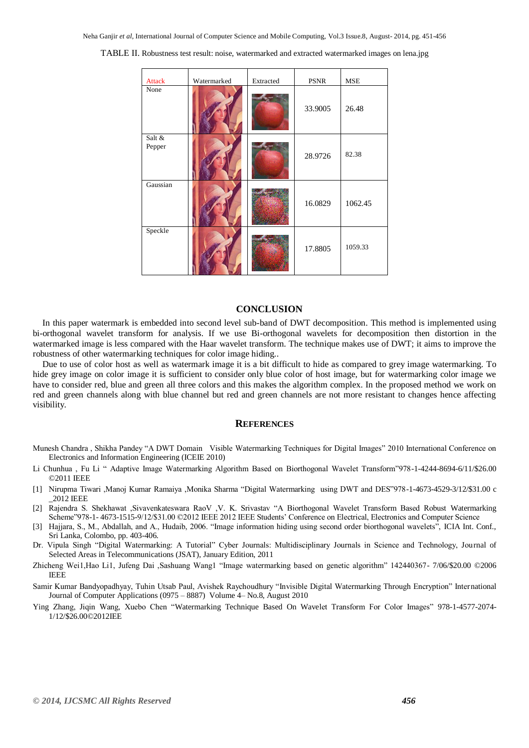TABLE II. Robustness test result: noise, watermarked and extracted watermarked images on lena.jpg

| Attack | Watermarked | Extracted | PSNR | MSE |
|---|---|---|---|---|
| None | | | 33.9005 | 26.48 |
| Salt & Pepper | | | 28.9726 | 82.38 |
| Gaussian | | | 16.0829 | 1062.45 |
| Speckle | | | 17.8805 | 1059.33 |

## CONCLUSION

In this paper watermark is embedded into second level sub-band of DWT decomposition. This method is implemented using bi-orthogonal wavelet transform for analysis. If we use Bi-orthogonal wavelets for decomposition then distortion in the watermarked image is less compared with the Haar wavelet transform. The technique makes use of DWT; it aims to improve the robustness of other watermarking techniques for color image hiding..

Due to use of color host as well as watermark image it is a bit difficult to hide as compared to grey image watermarking. To hide grey image on color image it is sufficient to consider only blue color of host image, but for watermarking color image we have to consider red, blue and green all three colors and this makes the algorithm complex. In the proposed method we work on red and green channels along with blue channel but red and green channels are not more resistant to changes hence affecting visibility.

## REFERENCES

Munesh Chandra , Shikha Pandey "A DWT Domain Visible Watermarking Techniques for Digital Images" 2010 International Conference on Electronics and Information Engineering (ICEIE 2010)

Li Chunhua , Fu Li " Adaptive Image Watermarking Algorithm Based on Biorthogonal Wavelet Transform"978-1-4244-8694-6/11/$26.00 ©2011 IEEE

[1] Nirupma Tiwari ,Manoj Kumar Ramaiya ,Monika Sharma "Digital Watermarking using DWT and DES"978-1-4673-4529-3/12/$31.00 c _2012 IEEE

[2] Rajendra S. Shekhawat ,Sivavenkateswara RaoV ,V. K. Srivastav "A Biorthogonal Wavelet Transform Based Robust Watermarking Scheme"978-1- 4673-1515-9/12/$31.00 ©2012 IEEE 2012 IEEE Students' Conference on Electrical, Electronics and Computer Science

[3] Hajjara, S., M., Abdallah, and A., Hudaib, 2006. "Image information hiding using second order biorthogonal wavelets", ICIA Int. Conf., Sri Lanka, Colombo, pp. 403-406.

Dr. Vipula Singh "Digital Watermarking: A Tutorial" Cyber Journals: Multidisciplinary Journals in Science and Technology, Journal of Selected Areas in Telecommunications (JSAT), January Edition, 2011

Zhicheng Wei1,Hao Li1, Jufeng Dai ,Sashuang Wang1 "Image watermarking based on genetic algorithm" 142440367- 7/06/$20.00 ©2006 IEEE

Samir Kumar Bandyopadhyay, Tuhin Utsab Paul, Avishek Raychoudhury "Invisible Digital Watermarking Through Encryption" International Journal of Computer Applications (0975 – 8887) Volume 4– No.8, August 2010

Ying Zhang, Jiqin Wang, Xuebo Chen "Watermarking Technique Based On Wavelet Transform For Color Images" 978-1-4577-2074-1/12/$26.00©2012IEE